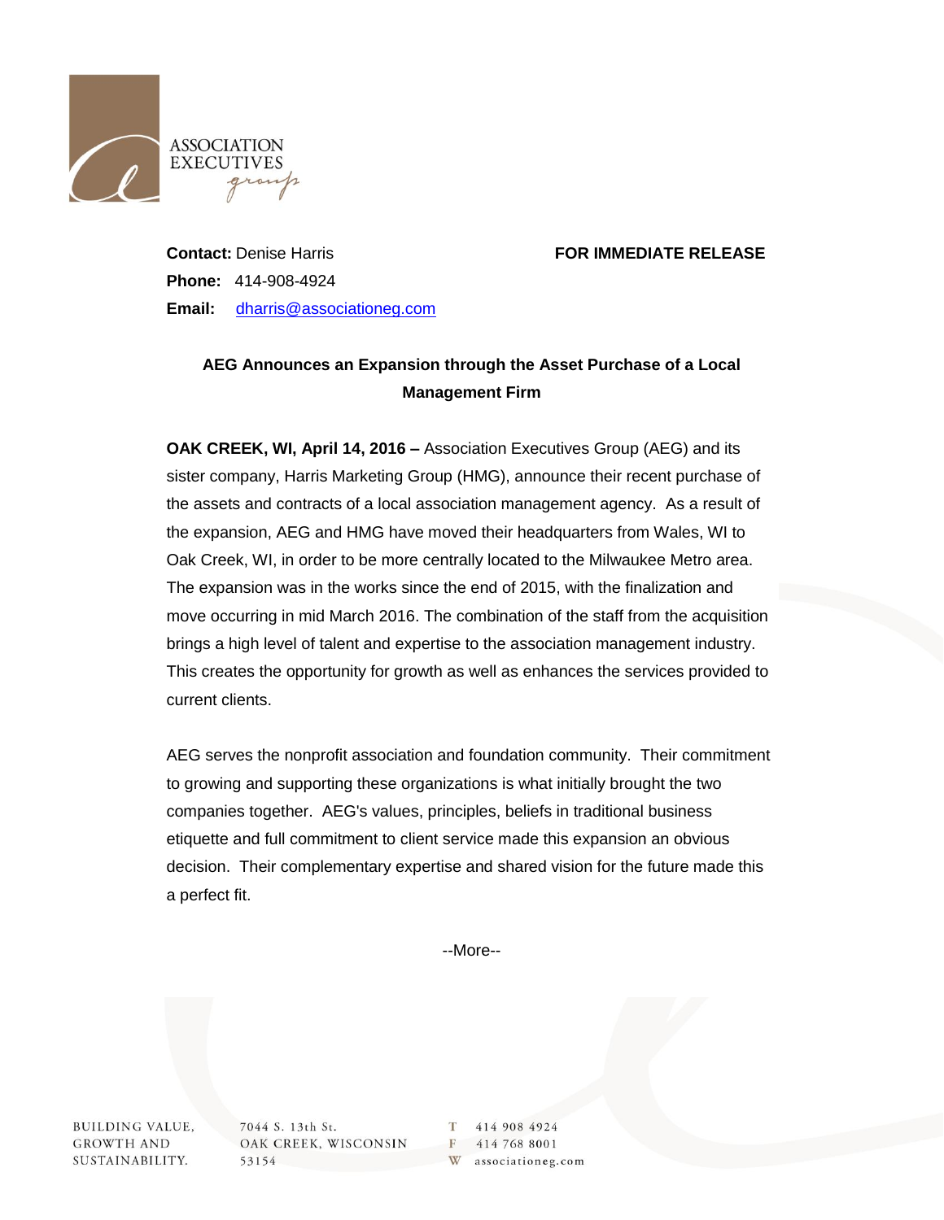ASSOCIATION EXECUTIVES group

**Contact:** Denise Harris

**Phone:** 414-908-4924

**Email:** dharris@associationeg.com

**FOR IMMEDIATE RELEASE**

**AEG Announces an Expansion through the Asset Purchase of a Local Management Firm**

**OAK CREEK, WI, April 14, 2016 –** Association Executives Group (AEG) and its sister company, Harris Marketing Group (HMG), announce their recent purchase of the assets and contracts of a local association management agency. As a result of the expansion, AEG and HMG have moved their headquarters from Wales, WI to Oak Creek, WI, in order to be more centrally located to the Milwaukee Metro area. The expansion was in the works since the end of 2015, with the finalization and move occurring in mid March 2016. The combination of the staff from the acquisition brings a high level of talent and expertise to the association management industry. This creates the opportunity for growth as well as enhances the services provided to current clients.

AEG serves the nonprofit association and foundation community. Their commitment to growing and supporting these organizations is what initially brought the two companies together. AEG's values, principles, beliefs in traditional business etiquette and full commitment to client service made this expansion an obvious decision. Their complementary expertise and shared vision for the future made this a perfect fit.

--More--

BUILDING VALUE, GROWTH AND SUSTAINABILITY.

7044 S. 13th St.
OAK CREEK, WISCONSIN
53154

T 414 908 4924
F 414 768 8001
W associationeg.com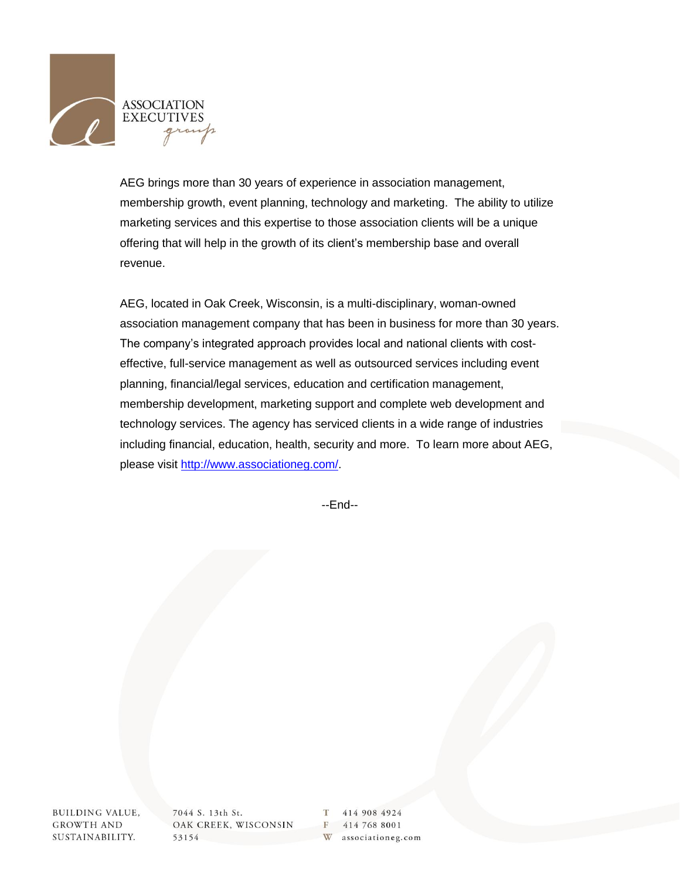AEG brings more than 30 years of experience in association management, membership growth, event planning, technology and marketing. The ability to utilize marketing services and this expertise to those association clients will be a unique offering that will help in the growth of its client's membership base and overall revenue.

AEG, located in Oak Creek, Wisconsin, is a multi-disciplinary, woman-owned association management company that has been in business for more than 30 years. The company's integrated approach provides local and national clients with cost-effective, full-service management as well as outsourced services including event planning, financial/legal services, education and certification management, membership development, marketing support and complete web development and technology services. The agency has serviced clients in a wide range of industries including financial, education, health, security and more. To learn more about AEG, please visit http://www.associationeg.com/.

--End--